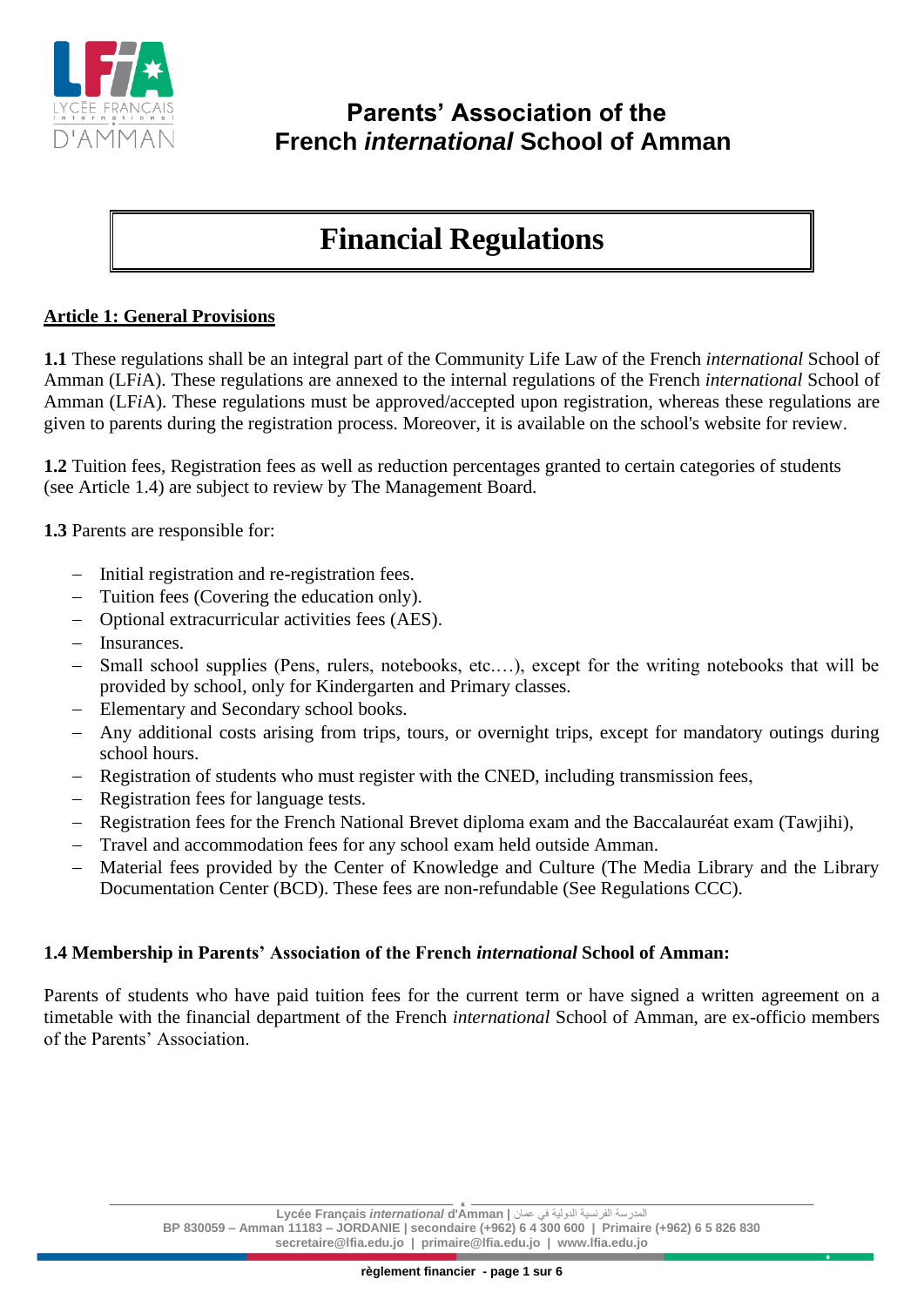# Parents' Association of the French *international* School of Amman

## Financial Regulations

### Article 1: General Provisions

**1.1** These regulations shall be an integral part of the Community Life Law of the French *international* School of Amman (LF*i*A). These regulations are annexed to the internal regulations of the French *international* School of Amman (LF*i*A). These regulations must be approved/accepted upon registration, whereas these regulations are given to parents during the registration process. Moreover, it is available on the school's website for review.

**1.2** Tuition fees, Registration fees as well as reduction percentages granted to certain categories of students (see Article 1.4) are subject to review by The Management Board.

**1.3** Parents are responsible for:

- Initial registration and re-registration fees.
- Tuition fees (Covering the education only).
- Optional extracurricular activities fees (AES).
- Insurances.
- Small school supplies (Pens, rulers, notebooks, etc.…), except for the writing notebooks that will be provided by school, only for Kindergarten and Primary classes.
- Elementary and Secondary school books.
- Any additional costs arising from trips, tours, or overnight trips, except for mandatory outings during school hours.
- Registration of students who must register with the CNED, including transmission fees,
- Registration fees for language tests.
- Registration fees for the French National Brevet diploma exam and the Baccalauréat exam (Tawjihi),
- Travel and accommodation fees for any school exam held outside Amman.
- Material fees provided by the Center of Knowledge and Culture (The Media Library and the Library Documentation Center (BCD). These fees are non-refundable (See Regulations CCC).

**1.4 Membership in Parents' Association of the French *international* School of Amman:**

Parents of students who have paid tuition fees for the current term or have signed a written agreement on a timetable with the financial department of the French *international* School of Amman, are ex-officio members of the Parents' Association.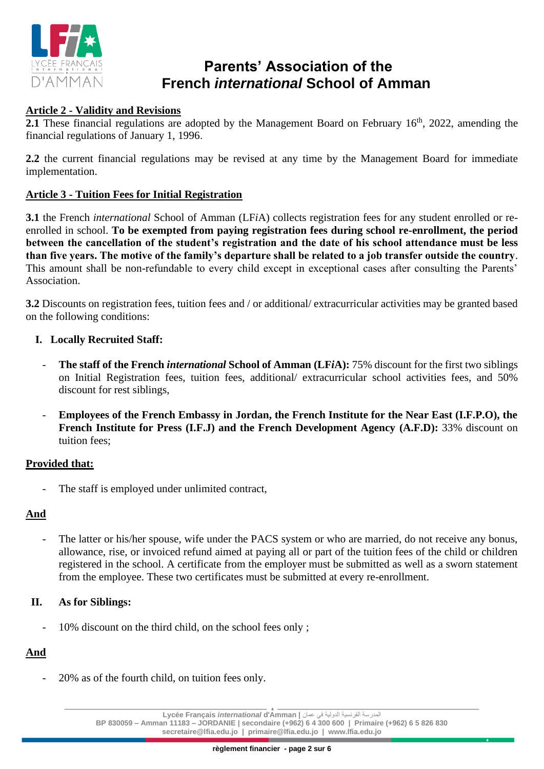# Parents' Association of the French *international* School of Amman

## Article 2 - Validity and Revisions

**2.1** These financial regulations are adopted by the Management Board on February 16th, 2022, amending the financial regulations of January 1, 1996.

**2.2** the current financial regulations may be revised at any time by the Management Board for immediate implementation.

## Article 3 - Tuition Fees for Initial Registration

**3.1** the French *international* School of Amman (LF*i*A) collects registration fees for any student enrolled or re-enrolled in school. **To be exempted from paying registration fees during school re-enrollment, the period between the cancellation of the student's registration and the date of his school attendance must be less than five years. The motive of the family's departure shall be related to a job transfer outside the country**. This amount shall be non-refundable to every child except in exceptional cases after consulting the Parents' Association.

**3.2** Discounts on registration fees, tuition fees and / or additional/ extracurricular activities may be granted based on the following conditions:

**I. Locally Recruited Staff:**

- **The staff of the French *international* School of Amman (LF*i*A):** 75% discount for the first two siblings on Initial Registration fees, tuition fees, additional/ extracurricular school activities fees, and 50% discount for rest siblings,
- **Employees of the French Embassy in Jordan, the French Institute for the Near East (I.F.P.O), the French Institute for Press (I.F.J) and the French Development Agency (A.F.D):** 33% discount on tuition fees;

**Provided that:**

- The staff is employed under unlimited contract,

**And**

- The latter or his/her spouse, wife under the PACS system or who are married, do not receive any bonus, allowance, rise, or invoiced refund aimed at paying all or part of the tuition fees of the child or children registered in the school. A certificate from the employer must be submitted as well as a sworn statement from the employee. These two certificates must be submitted at every re-enrollment.

**II. As for Siblings:**

- 10% discount on the third child, on the school fees only ;

**And**

- 20% as of the fourth child, on tuition fees only.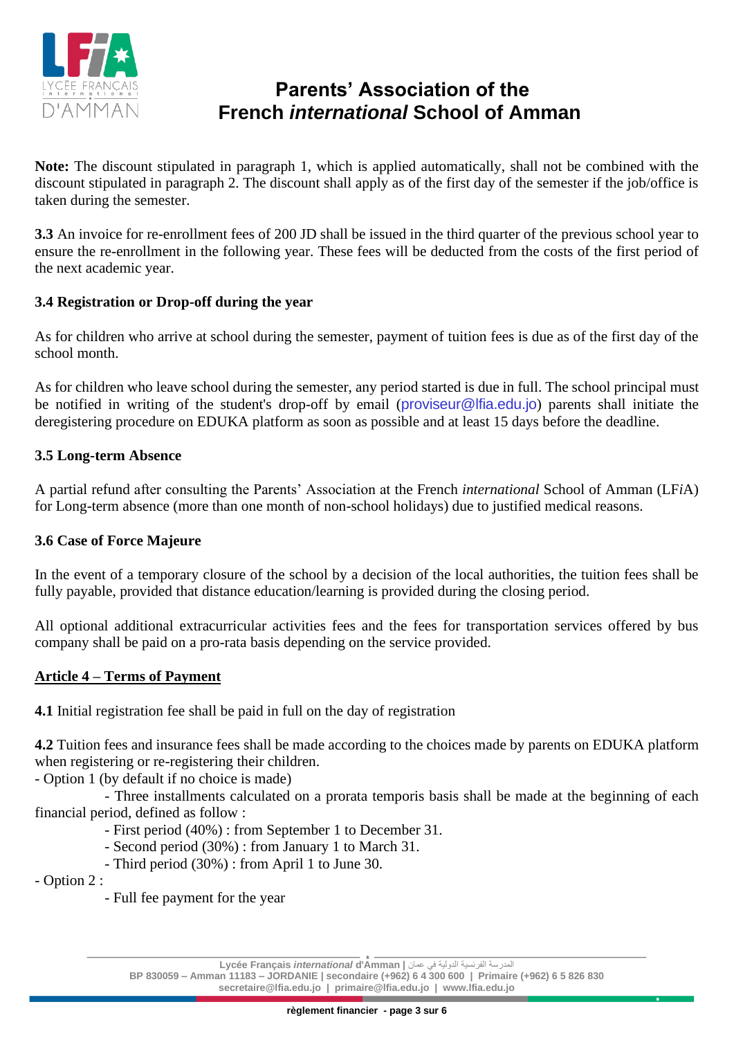**Note:** The discount stipulated in paragraph 1, which is applied automatically, shall not be combined with the discount stipulated in paragraph 2. The discount shall apply as of the first day of the semester if the job/office is taken during the semester.

**3.3** An invoice for re-enrollment fees of 200 JD shall be issued in the third quarter of the previous school year to ensure the re-enrollment in the following year. These fees will be deducted from the costs of the first period of the next academic year.

**3.4 Registration or Drop-off during the year**

As for children who arrive at school during the semester, payment of tuition fees is due as of the first day of the school month.

As for children who leave school during the semester, any period started is due in full. The school principal must be notified in writing of the student's drop-off by email (proviseur@lfia.edu.jo) parents shall initiate the deregistering procedure on EDUKA platform as soon as possible and at least 15 days before the deadline.

**3.5 Long-term Absence**

A partial refund after consulting the Parents' Association at the French *international* School of Amman (LF*i*A) for Long-term absence (more than one month of non-school holidays) due to justified medical reasons.

**3.6 Case of Force Majeure**

In the event of a temporary closure of the school by a decision of the local authorities, the tuition fees shall be fully payable, provided that distance education/learning is provided during the closing period.

All optional additional extracurricular activities fees and the fees for transportation services offered by bus company shall be paid on a pro-rata basis depending on the service provided.

## Article 4 – Terms of Payment

**4.1** Initial registration fee shall be paid in full on the day of registration

**4.2** Tuition fees and insurance fees shall be made according to the choices made by parents on EDUKA platform when registering or re-registering their children.

- Option 1 (by default if no choice is made)
    - Three installments calculated on a prorata temporis basis shall be made at the beginning of each financial period, defined as follow :
        - First period (40%) : from September 1 to December 31.
        - Second period (30%) : from January 1 to March 31.
        - Third period (30%) : from April 1 to June 30.
- Option 2 :
    - Full fee payment for the year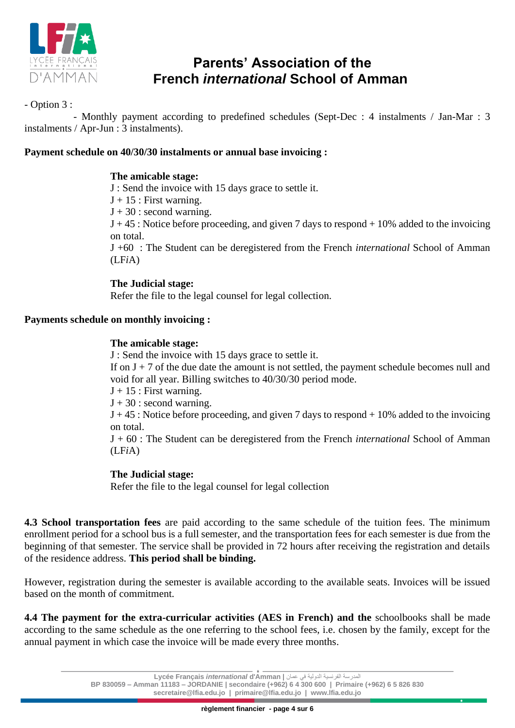- Option 3 :

- Monthly payment according to predefined schedules (Sept-Dec : 4 instalments / Jan-Mar : 3 instalments / Apr-Jun : 3 instalments).

**Payment schedule on 40/30/30 instalments or annual base invoicing :**

**The amicable stage:**
J : Send the invoice with 15 days grace to settle it.
J + 15 : First warning.
J + 30 : second warning.
J + 45 : Notice before proceeding, and given 7 days to respond + 10% added to the invoicing on total.
J +60 : The Student can be deregistered from the French *international* School of Amman (LF*i*A)

**The Judicial stage:**
Refer the file to the legal counsel for legal collection.

**Payments schedule on monthly invoicing :**

**The amicable stage:**
J : Send the invoice with 15 days grace to settle it.
If on J + 7 of the due date the amount is not settled, the payment schedule becomes null and void for all year. Billing switches to 40/30/30 period mode.
J + 15 : First warning.
J + 30 : second warning.
J + 45 : Notice before proceeding, and given 7 days to respond + 10% added to the invoicing on total.
J + 60 : The Student can be deregistered from the French *international* School of Amman (LF*i*A)

**The Judicial stage:**
Refer the file to the legal counsel for legal collection

**4.3 School transportation fees** are paid according to the same schedule of the tuition fees. The minimum enrollment period for a school bus is a full semester, and the transportation fees for each semester is due from the beginning of that semester. The service shall be provided in 72 hours after receiving the registration and details of the residence address. **This period shall be binding.**

However, registration during the semester is available according to the available seats. Invoices will be issued based on the month of commitment.

**4.4 The payment for the extra-curricular activities (AES in French) and the** schoolbooks shall be made according to the same schedule as the one referring to the school fees, i.e. chosen by the family, except for the annual payment in which case the invoice will be made every three months.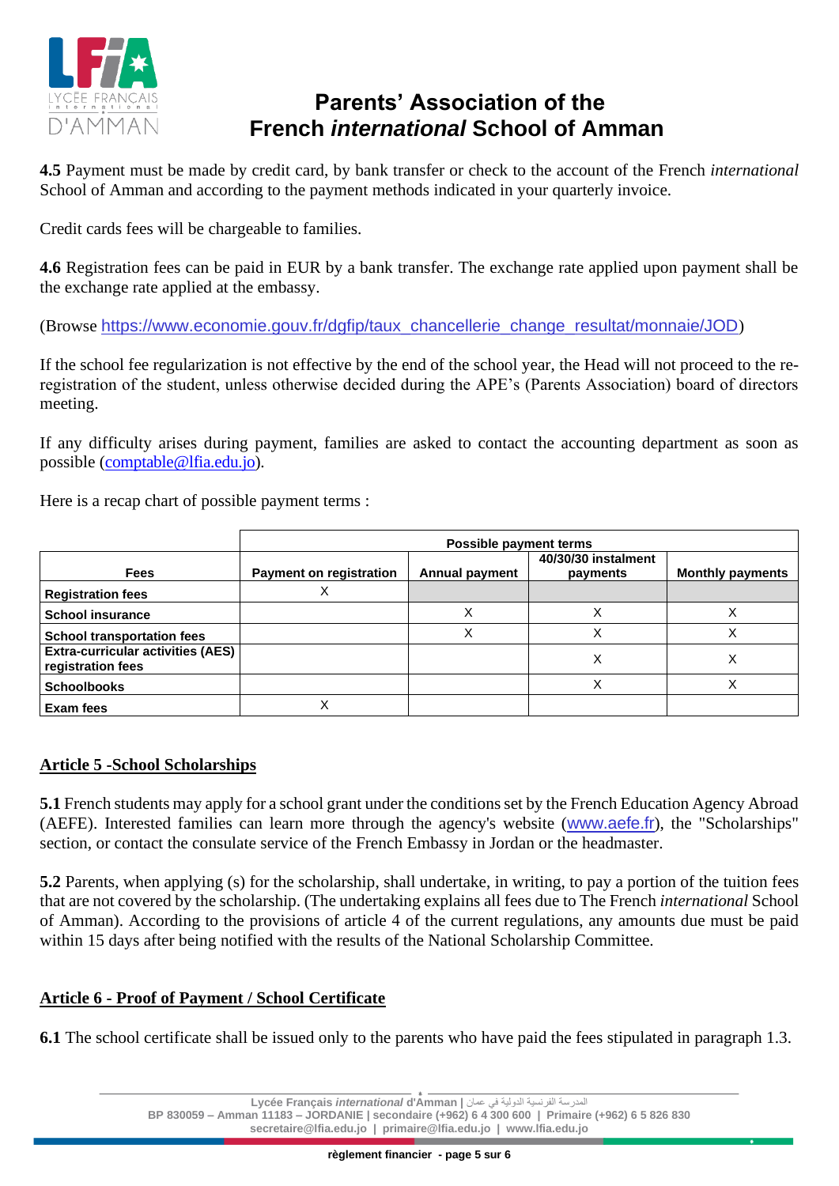**4.5** Payment must be made by credit card, by bank transfer or check to the account of the French *international* School of Amman and according to the payment methods indicated in your quarterly invoice.

Credit cards fees will be chargeable to families.

**4.6** Registration fees can be paid in EUR by a bank transfer. The exchange rate applied upon payment shall be the exchange rate applied at the embassy.

(Browse https://www.economie.gouv.fr/dgfip/taux_chancellerie_change_resultat/monnaie/JOD)

If the school fee regularization is not effective by the end of the school year, the Head will not proceed to the re-registration of the student, unless otherwise decided during the APE's (Parents Association) board of directors meeting.

If any difficulty arises during payment, families are asked to contact the accounting department as soon as possible (comptable@lfia.edu.jo).

Here is a recap chart of possible payment terms :

| | Possible payment terms | | | |
|---|---|---|---|---|
| **Fees** | **Payment on registration** | **Annual payment** | **40/30/30 instalment payments** | **Monthly payments** |
| **Registration fees** | X | | | |
| **School insurance** | | X | X | X |
| **School transportation fees** | | X | X | X |
| **Extra-curricular activities (AES) registration fees** | | | X | X |
| **Schoolbooks** | | | X | X |
| **Exam fees** | X | | | |

## Article 5 -School Scholarships

**5.1** French students may apply for a school grant under the conditions set by the French Education Agency Abroad (AEFE). Interested families can learn more through the agency's website (www.aefe.fr), the "Scholarships" section, or contact the consulate service of the French Embassy in Jordan or the headmaster.

**5.2** Parents, when applying (s) for the scholarship, shall undertake, in writing, to pay a portion of the tuition fees that are not covered by the scholarship. (The undertaking explains all fees due to The French *international* School of Amman). According to the provisions of article 4 of the current regulations, any amounts due must be paid within 15 days after being notified with the results of the National Scholarship Committee.

## Article 6 - Proof of Payment / School Certificate

**6.1** The school certificate shall be issued only to the parents who have paid the fees stipulated in paragraph 1.3.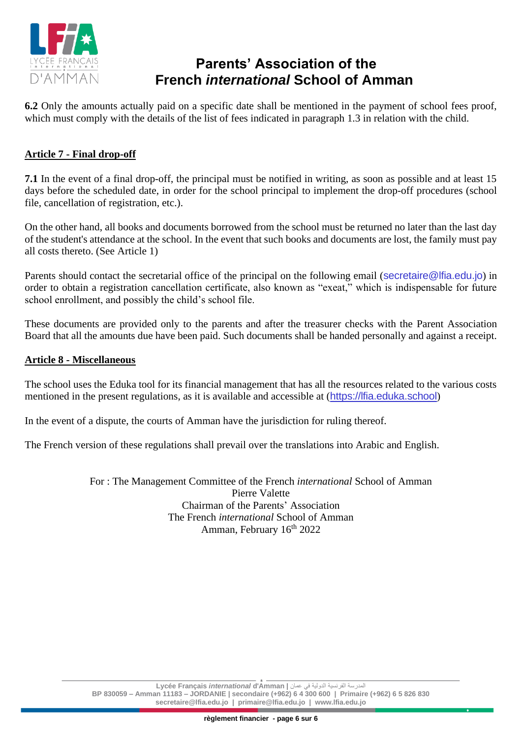**6.2** Only the amounts actually paid on a specific date shall be mentioned in the payment of school fees proof, which must comply with the details of the list of fees indicated in paragraph 1.3 in relation with the child.

## Article 7 - Final drop-off

**7.1** In the event of a final drop-off, the principal must be notified in writing, as soon as possible and at least 15 days before the scheduled date, in order for the school principal to implement the drop-off procedures (school file, cancellation of registration, etc.).

On the other hand, all books and documents borrowed from the school must be returned no later than the last day of the student's attendance at the school. In the event that such books and documents are lost, the family must pay all costs thereto. (See Article 1)

Parents should contact the secretarial office of the principal on the following email (secretaire@lfia.edu.jo) in order to obtain a registration cancellation certificate, also known as "exeat," which is indispensable for future school enrollment, and possibly the child's school file.

These documents are provided only to the parents and after the treasurer checks with the Parent Association Board that all the amounts due have been paid. Such documents shall be handed personally and against a receipt.

## Article 8 - Miscellaneous

The school uses the Eduka tool for its financial management that has all the resources related to the various costs mentioned in the present regulations, as it is available and accessible at (https://lfia.eduka.school)

In the event of a dispute, the courts of Amman have the jurisdiction for ruling thereof.

The French version of these regulations shall prevail over the translations into Arabic and English.

For : The Management Committee of the French *international* School of Amman
Pierre Valette
Chairman of the Parents' Association
The French *international* School of Amman
Amman, February 16th 2022